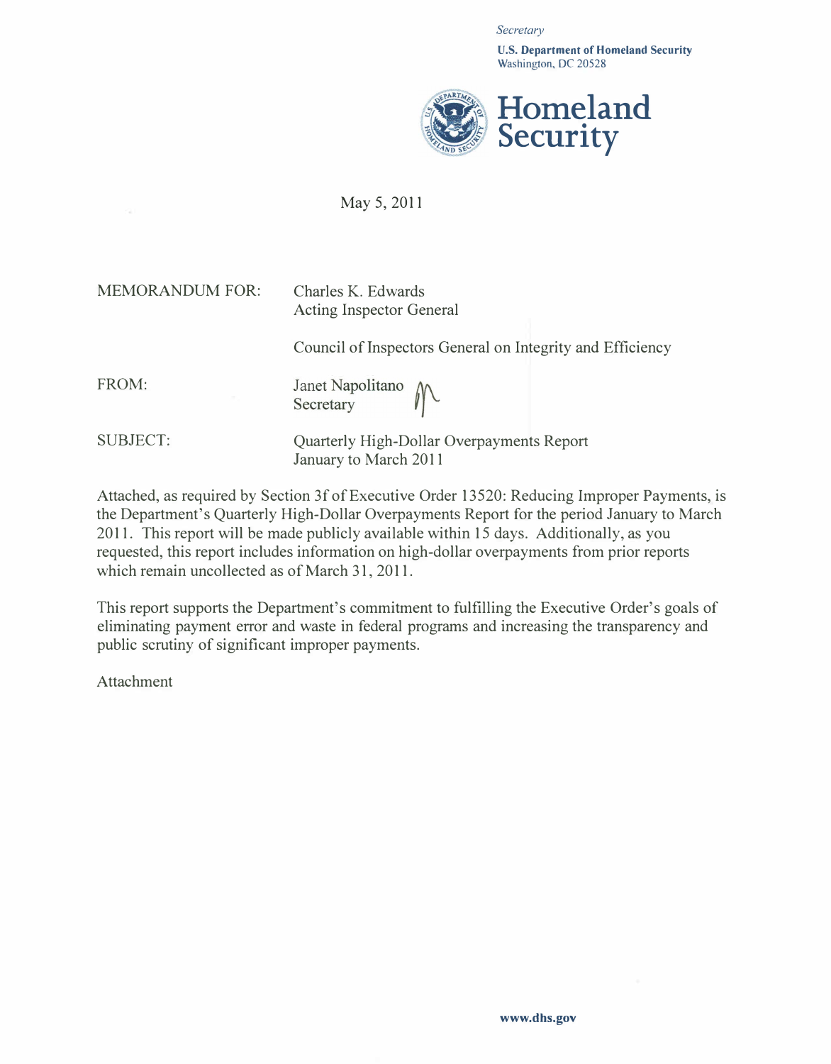*Secretary*

**U.S. Department of Homeland Security**
Washington, DC 20528

**Homeland Security**

May 5, 2011

MEMORANDUM FOR: Charles K. Edwards
Acting Inspector General

Council of Inspectors General on Integrity and Efficiency

FROM: Janet Napolitano
Secretary

SUBJECT: Quarterly High-Dollar Overpayments Report
January to March 2011

Attached, as required by Section 3f of Executive Order 13520: Reducing Improper Payments, is the Department's Quarterly High-Dollar Overpayments Report for the period January to March 2011. This report will be made publicly available within 15 days. Additionally, as you requested, this report includes information on high-dollar overpayments from prior reports which remain uncollected as of March 31, 2011.

This report supports the Department's commitment to fulfilling the Executive Order's goals of eliminating payment error and waste in federal programs and increasing the transparency and public scrutiny of significant improper payments.

Attachment

www.dhs.gov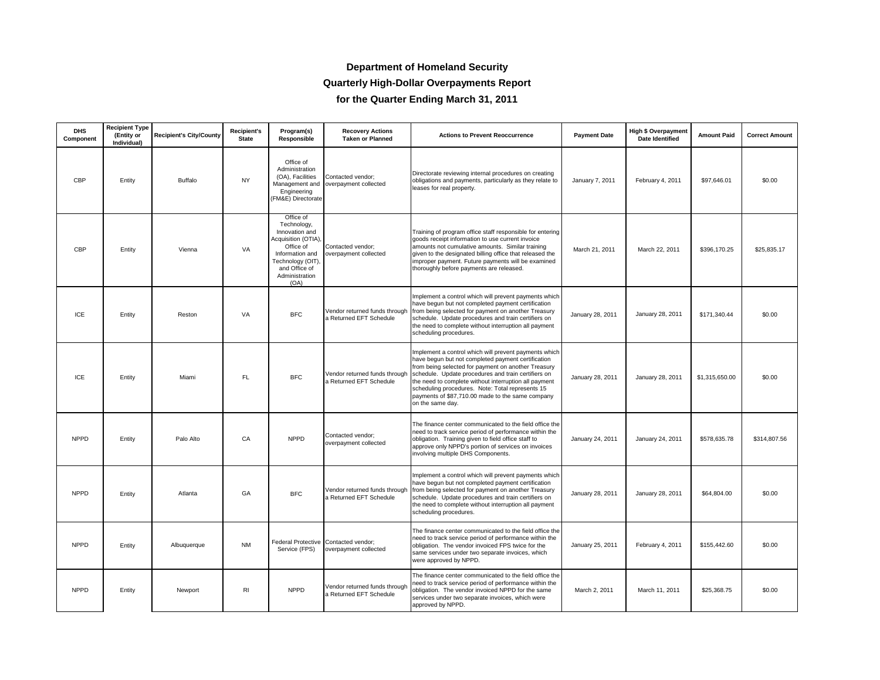## Department of Homeland Security

## Quarterly High-Dollar Overpayments Report

## for the Quarter Ending March 31, 2011

| DHS Component | Recipient Type (Entity or Individual) | Recipient's City/County | Recipient's State | Program(s) Responsible | Recovery Actions Taken or Planned | Actions to Prevent Reoccurrence | Payment Date | High $ Overpayment Date Identified | Amount Paid | Correct Amount |
|---|---|---|---|---|---|---|---|---|---|---|
| CBP | Entity | Buffalo | NY | Office of Administration (OA), Facilities Management and Engineering (FM&E) Directorate | Contacted vendor; overpayment collected | Directorate reviewing internal procedures on creating obligations and payments, particularly as they relate to leases for real property. | January 7, 2011 | February 4, 2011 | $97,646.01 | $0.00 |
| CBP | Entity | Vienna | VA | Office of Technology, Innovation and Acquisition (OTIA), Office of Information and Technology (OIT), and Office of Administration (OA) | Contacted vendor; overpayment collected | Training of program office staff responsible for entering goods receipt information to use current invoice amounts not cumulative amounts. Similar training given to the designated billing office that released the improper payment. Future payments will be examined thoroughly before payments are released. | March 21, 2011 | March 22, 2011 | $396,170.25 | $25,835.17 |
| ICE | Entity | Reston | VA | BFC | Vendor returned funds through a Returned EFT Schedule | Implement a control which will prevent payments which have begun but not completed payment certification from being selected for payment on another Treasury schedule. Update procedures and train certifiers on the need to complete without interruption all payment scheduling procedures. | January 28, 2011 | January 28, 2011 | $171,340.44 | $0.00 |
| ICE | Entity | Miami | FL | BFC | Vendor returned funds through a Returned EFT Schedule | Implement a control which will prevent payments which have begun but not completed payment certification from being selected for payment on another Treasury schedule. Update procedures and train certifiers on the need to complete without interruption all payment scheduling procedures. Note: Total represents 15 payments of $87,710.00 made to the same company on the same day. | January 28, 2011 | January 28, 2011 | $1,315,650.00 | $0.00 |
| NPPD | Entity | Palo Alto | CA | NPPD | Contacted vendor; overpayment collected | The finance center communicated to the field office the need to track service period of performance within the obligation. Training given to field office staff to approve only NPPD's portion of services on invoices involving multiple DHS Components. | January 24, 2011 | January 24, 2011 | $578,635.78 | $314,807.56 |
| NPPD | Entity | Atlanta | GA | BFC | Vendor returned funds through a Returned EFT Schedule | Implement a control which will prevent payments which have begun but not completed payment certification from being selected for payment on another Treasury schedule. Update procedures and train certifiers on the need to complete without interruption all payment scheduling procedures. | January 28, 2011 | January 28, 2011 | $64,804.00 | $0.00 |
| NPPD | Entity | Albuquerque | NM | Federal Protective Service (FPS) | Contacted vendor; overpayment collected | The finance center communicated to the field office the need to track service period of performance within the obligation. The vendor invoiced FPS twice for the same services under two separate invoices, which were approved by NPPD. | January 25, 2011 | February 4, 2011 | $155,442.60 | $0.00 |
| NPPD | Entity | Newport | RI | NPPD | Vendor returned funds through a Returned EFT Schedule | The finance center communicated to the field office the need to track service period of performance within the obligation. The vendor invoiced NPPD for the same services under two separate invoices, which were approved by NPPD. | March 2, 2011 | March 11, 2011 | $25,368.75 | $0.00 |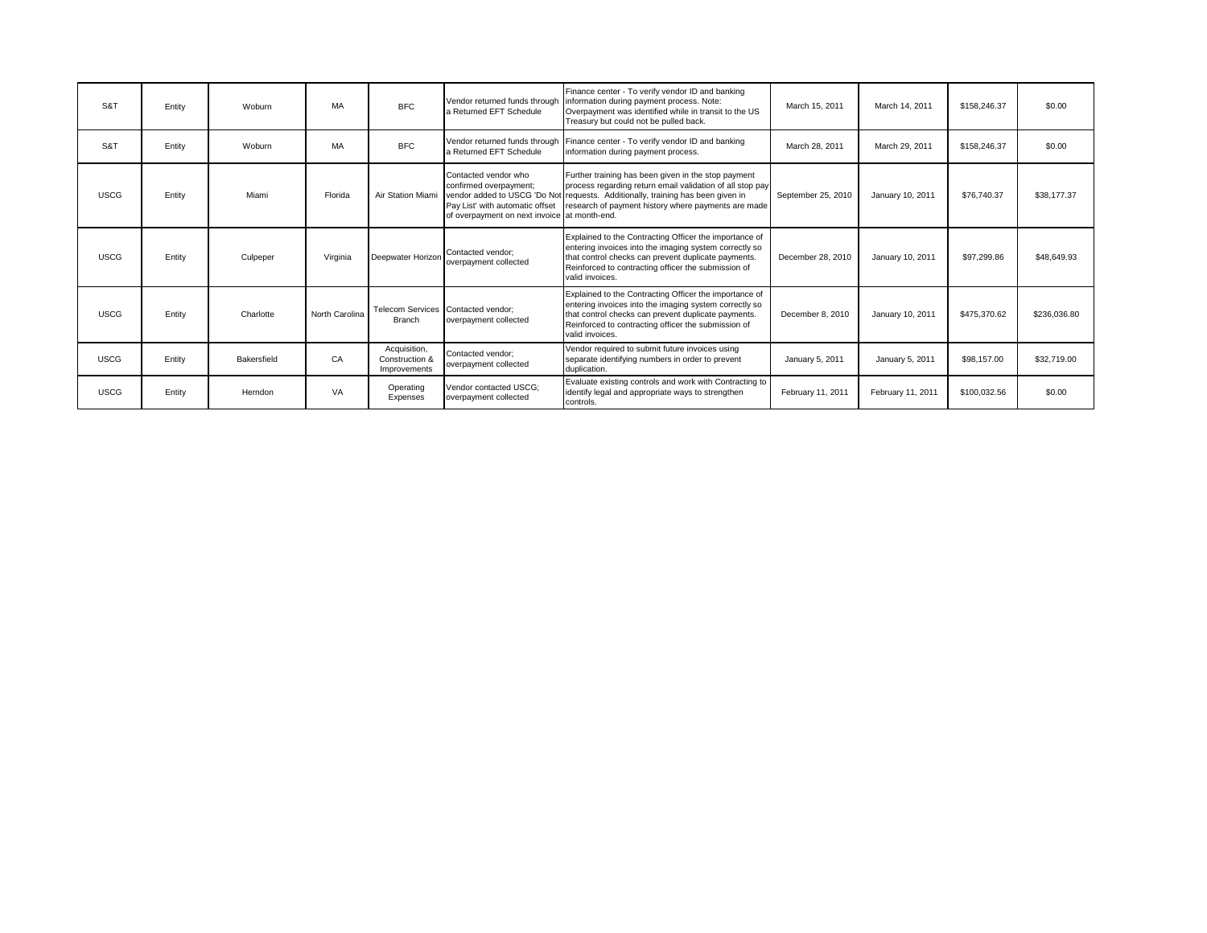| | | | | | | | | | | |
|---|---|---|---|---|---|---|---|---|---|---|
| S&T | Entity | Woburn | MA | BFC | Vendor returned funds through a Returned EFT Schedule | Finance center - To verify vendor ID and banking information during payment process. Note: Overpayment was identified while in transit to the US Treasury but could not be pulled back. | March 15, 2011 | March 14, 2011 | $158,246.37 | $0.00 |
| S&T | Entity | Woburn | MA | BFC | Vendor returned funds through a Returned EFT Schedule | Finance center - To verify vendor ID and banking information during payment process. | March 28, 2011 | March 29, 2011 | $158,246.37 | $0.00 |
| USCG | Entity | Miami | Florida | Air Station Miami | Contacted vendor who confirmed overpayment; vendor added to USCG 'Do Not Pay List' with automatic offset of overpayment on next invoice | Further training has been given in the stop payment process regarding return email validation of all stop pay requests. Additionally, training has been given in research of payment history where payments are made at month-end. | September 25, 2010 | January 10, 2011 | $76,740.37 | $38,177.37 |
| USCG | Entity | Culpeper | Virginia | Deepwater Horizon | Contacted vendor; overpayment collected | Explained to the Contracting Officer the importance of entering invoices into the imaging system correctly so that control checks can prevent duplicate payments. Reinforced to contracting officer the submission of valid invoices. | December 28, 2010 | January 10, 2011 | $97,299.86 | $48,649.93 |
| USCG | Entity | Charlotte | North Carolina | Telecom Services Branch | Contacted vendor; overpayment collected | Explained to the Contracting Officer the importance of entering invoices into the imaging system correctly so that control checks can prevent duplicate payments. Reinforced to contracting officer the submission of valid invoices. | December 8, 2010 | January 10, 2011 | $475,370.62 | $236,036.80 |
| USCG | Entity | Bakersfield | CA | Acquisition, Construction & Improvements | Contacted vendor; overpayment collected | Vendor required to submit future invoices using separate identifying numbers in order to prevent duplication. | January 5, 2011 | January 5, 2011 | $98,157.00 | $32,719.00 |
| USCG | Entity | Herndon | VA | Operating Expenses | Vendor contacted USCG; overpayment collected | Evaluate existing controls and work with Contracting to identify legal and appropriate ways to strengthen controls. | February 11, 2011 | February 11, 2011 | $100,032.56 | $0.00 |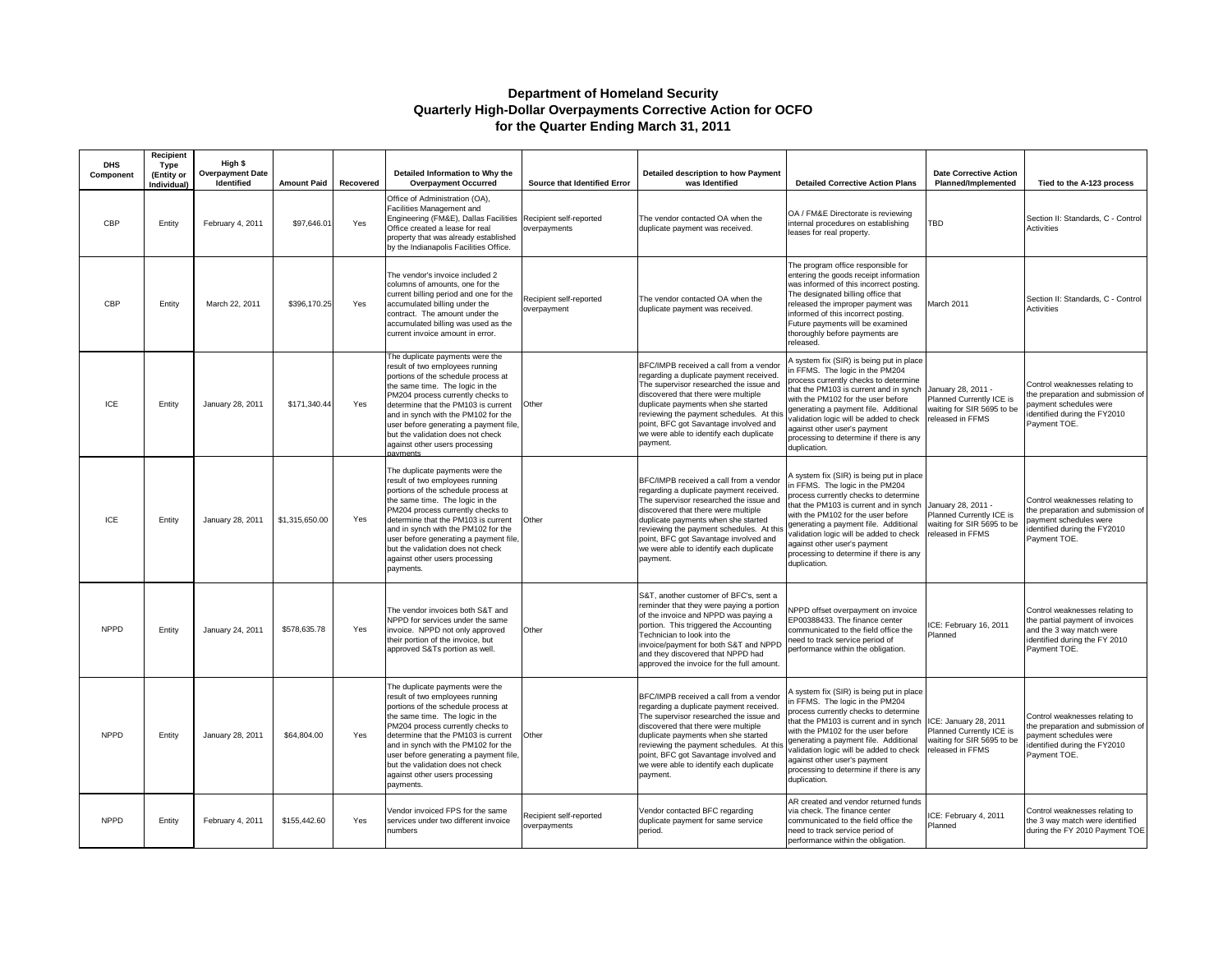# Department of Homeland Security
## Quarterly High-Dollar Overpayments Corrective Action for OCFO
## for the Quarter Ending March 31, 2011

| DHS Component | Recipient Type (Entity or Individual) | High $ Overpayment Date Identified | Amount Paid | Recovered | Detailed Information to Why the Overpayment Occurred | Source that Identified Error | Detailed description to how Payment was Identified | Detailed Corrective Action Plans | Date Corrective Action Planned/Implemented | Tied to the A-123 process |
|---|---|---|---|---|---|---|---|---|---|---|
| CBP | Entity | February 4, 2011 | $97,646.01 | Yes | Office of Administration (OA), Facilities Management and Engineering (FM&E), Dallas Facilities Office created a lease for real property that was already established by the Indianapolis Facilities Office. | Recipient self-reported overpayments | The vendor contacted OA when the duplicate payment was received. | OA / FM&E Directorate is reviewing internal procedures on establishing leases for real property. | TBD | Section II: Standards, C - Control Activities |
| CBP | Entity | March 22, 2011 | $396,170.25 | Yes | The vendor's invoice included 2 columns of amounts, one for the current billing period and one for the accumulated billing under the contract. The amount under the accumulated billing was used as the current invoice amount in error. | Recipient self-reported overpayment | The vendor contacted OA when the duplicate payment was received. | The program office responsible for entering the goods receipt information was informed of this incorrect posting. The designated billing office that released the improper payment was informed of this incorrect posting. Future payments will be examined thoroughly before payments are released. | March 2011 | Section II: Standards, C - Control Activities |
| ICE | Entity | January 28, 2011 | $171,340.44 | Yes | The duplicate payments were the result of two employees running portions of the schedule process at the same time. The logic in the PM204 process currently checks to determine that the PM103 is current and in synch with the PM102 for the user before generating a payment file, but the validation does not check against other users processing payments | Other | BFC/IMPB received a call from a vendor regarding a duplicate payment received. The supervisor researched the issue and discovered that there were multiple duplicate payments when she started reviewing the payment schedules. At this point, BFC got Savantage involved and we were able to identify each duplicate payment. | A system fix (SIR) is being put in place in FFMS. The logic in the PM204 process currently checks to determine that the PM103 is current and in synch with the PM102 for the user before generating a payment file. Additional validation logic will be added to check against other user's payment processing to determine if there is any duplication. | January 28, 2011 - Planned Currently ICE is waiting for SIR 5695 to be released in FFMS | Control weaknesses relating to the preparation and submission of payment schedules were identified during the FY2010 Payment TOE. |
| ICE | Entity | January 28, 2011 | $1,315,650.00 | Yes | The duplicate payments were the result of two employees running portions of the schedule process at the same time. The logic in the PM204 process currently checks to determine that the PM103 is current and in synch with the PM102 for the user before generating a payment file, but the validation does not check against other users processing payments. | Other | BFC/IMPB received a call from a vendor regarding a duplicate payment received. The supervisor researched the issue and discovered that there were multiple duplicate payments when she started reviewing the payment schedules. At this point, BFC got Savantage involved and we were able to identify each duplicate payment. | A system fix (SIR) is being put in place in FFMS. The logic in the PM204 process currently checks to determine that the PM103 is current and in synch with the PM102 for the user before generating a payment file. Additional validation logic will be added to check against other user's payment processing to determine if there is any duplication. | January 28, 2011 - Planned Currently ICE is waiting for SIR 5695 to be released in FFMS | Control weaknesses relating to the preparation and submission of payment schedules were identified during the FY2010 Payment TOE. |
| NPPD | Entity | January 24, 2011 | $578,635.78 | Yes | The vendor invoices both S&T and NPPD for services under the same invoice. NPPD not only approved their portion of the invoice, but approved S&Ts portion as well. | Other | S&T, another customer of BFC's, sent a reminder that they were paying a portion of the invoice and NPPD was paying a portion. This triggered the Accounting Technician to look into the invoice/payment for both S&T and NPPD and they discovered that NPPD had approved the invoice for the full amount. | NPPD offset overpayment on invoice EP00388433. The finance center communicated to the field office the need to track service period of performance within the obligation. | ICE: February 16, 2011 Planned | Control weaknesses relating to the partial payment of invoices and the 3 way match were identified during the FY 2010 Payment TOE. |
| NPPD | Entity | January 28, 2011 | $64,804.00 | Yes | The duplicate payments were the result of two employees running portions of the schedule process at the same time. The logic in the PM204 process currently checks to determine that the PM103 is current and in synch with the PM102 for the user before generating a payment file, but the validation does not check against other users processing payments. | Other | BFC/IMPB received a call from a vendor regarding a duplicate payment received. The supervisor researched the issue and discovered that there were multiple duplicate payments when she started reviewing the payment schedules. At this point, BFC got Savantage involved and we were able to identify each duplicate payment. | A system fix (SIR) is being put in place in FFMS. The logic in the PM204 process currently checks to determine that the PM103 is current and in synch with the PM102 for the user before generating a payment file. Additional validation logic will be added to check against other user's payment processing to determine if there is any duplication. | ICE: January 28, 2011 Planned Currently ICE is waiting for SIR 5695 to be released in FFMS | Control weaknesses relating to the preparation and submission of payment schedules were identified during the FY2010 Payment TOE. |
| NPPD | Entity | February 4, 2011 | $155,442.60 | Yes | Vendor invoiced FPS for the same services under two different invoice numbers | Recipient self-reported overpayments | Vendor contacted BFC regarding duplicate payment for same service period. | AR created and vendor returned funds via check. The finance center communicated to the field office the need to track service period of performance within the obligation. | ICE: February 4, 2011 Planned | Control weaknesses relating to the 3 way match were identified during the FY 2010 Payment TOE |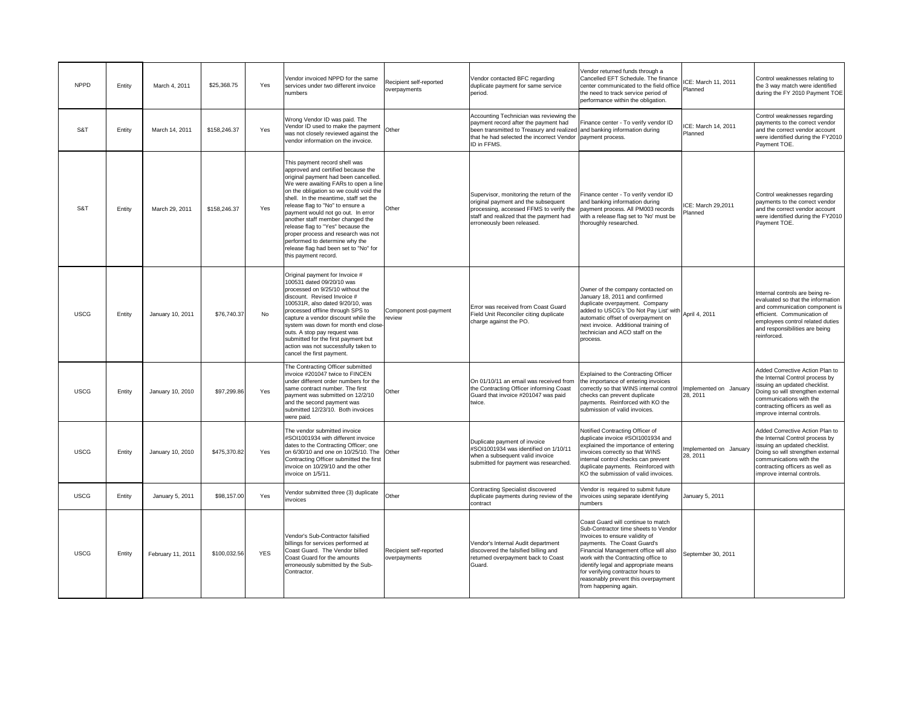| | | | | | | | | | | |
|---|---|---|---|---|---|---|---|---|---|---|
| NPPD | Entity | March 4, 2011 | $25,368.75 | Yes | Vendor invoiced NPPD for the same services under two different invoice numbers | Recipient self-reported overpayments | Vendor contacted BFC regarding duplicate payment for same service period. | Vendor returned funds through a Cancelled EFT Schedule. The finance center communicated to the field office the need to track service period of performance within the obligation. | ICE: March 11, 2011 Planned | Control weaknesses relating to the 3 way match were identified during the FY 2010 Payment TOE |
| S&T | Entity | March 14, 2011 | $158,246.37 | Yes | Wrong Vendor ID was paid. The Vendor ID used to make the payment was not closely reviewed against the vendor information on the invoice. | Other | Accounting Technician was reviewing the payment record after the payment had been transmitted to Treasury and realized that he had selected the incorrect Vendor ID in FFMS. | Finance center - To verify vendor ID and banking information during payment process. | ICE: March 14, 2011 Planned | Control weaknesses regarding payments to the correct vendor and the correct vendor account were identified during the FY2010 Payment TOE. |
| S&T | Entity | March 29, 2011 | $158,246.37 | Yes | This payment record shell was approved and certified because the original payment had been cancelled. We were awaiting FARs to open a line on the obligation so we could void the shell. In the meantime, staff set the release flag to "No" to ensure a payment would not go out. In error another staff member changed the release flag to "Yes" because the proper process and research was not performed to determine why the release flag had been set to "No" for this payment record. | Other | Supervisor, monitoring the return of the original payment and the subsequent processing, accessed FFMS to verify the staff and realized that the payment had erroneously been released. | Finance center - To verify vendor ID and banking information during payment process. All PM003 records with a release flag set to 'No' must be thoroughly researched. | ICE: March 29,2011 Planned | Control weaknesses regarding payments to the correct vendor and the correct vendor account were identified during the FY2010 Payment TOE. |
| USCG | Entity | January 10, 2011 | $76,740.37 | No | Original payment for Invoice # 100531 dated 09/20/10 was processed on 9/25/10 without the discount. Revised Invoice # 100531R, also dated 9/20/10, was processed offline through SPS to capture a vendor discount while the system was down for month end close-outs. A stop pay request was submitted for the first payment but action was not successfully taken to cancel the first payment. | Component post-payment review | Error was received from Coast Guard Field Unit Reconciler citing duplicate charge against the PO. | Owner of the company contacted on January 18, 2011 and confirmed duplicate overpayment. Company added to USCG's 'Do Not Pay List' with automatic offset of overpayment on next invoice. Additional training of technician and ACO staff on the process. | April 4, 2011 | Internal controls are being re-evaluated so that the information and communication component is efficient. Communication of employees control related duties and responsibilities are being reinforced. |
| USCG | Entity | January 10, 2010 | $97,299.86 | Yes | The Contracting Officer submitted invoice #201047 twice to FINCEN under different order numbers for the same contract number. The first payment was submitted on 12/2/10 and the second payment was submitted 12/23/10. Both invoices were paid. | Other | On 01/10/11 an email was received from the Contracting Officer informing Coast Guard that invoice #201047 was paid twice. | Explained to the Contracting Officer the importance of entering invoices correctly so that WINS internal control checks can prevent duplicate payments. Reinforced with KO the submission of valid invoices. | Implemented on January 28, 2011 | Added Corrective Action Plan to the Internal Control process by issuing an updated checklist. Doing so will strengthen external communications with the contracting officers as well as improve internal controls. |
| USCG | Entity | January 10, 2010 | $475,370.82 | Yes | The vendor submitted invoice #SOI1001934 with different invoice dates to the Contracting Officer; one on 6/30/10 and one on 10/25/10. The Contracting Officer submitted the first invoice on 10/29/10 and the other invoice on 1/5/11. | Other | Duplicate payment of invoice #SOI1001934 was identified on 1/10/11 when a subsequent valid invoice submitted for payment was researched. | Notified Contracting Officer of duplicate invoice #SOI1001934 and explained the importance of entering invoices correctly so that WINS internal control checks can prevent duplicate payments. Reinforced with KO the submission of valid invoices. | Implemented on January 28, 2011 | Added Corrective Action Plan to the Internal Control process by issuing an updated checklist. Doing so will strengthen external communications with the contracting officers as well as improve internal controls. |
| USCG | Entity | January 5, 2011 | $98,157.00 | Yes | Vendor submitted three (3) duplicate invoices | Other | Contracting Specialist discovered duplicate payments during review of the contract | Vendor is required to submit future invoices using separate identifying numbers | January 5, 2011 | |
| USCG | Entity | February 11, 2011 | $100,032.56 | YES | Vendor's Sub-Contractor falsified billings for services performed at Coast Guard. The Vendor billed Coast Guard for the amounts erroneously submitted by the Sub-Contractor. | Recipient self-reported overpayments | Vendor's Internal Audit department discovered the falsified billing and returned overpayment back to Coast Guard. | Coast Guard will continue to match Sub-Contractor time sheets to Vendor Invoices to ensure validity of payments. The Coast Guard's Financial Management office will also work with the Contracting office to identify legal and appropriate means for verifying contractor hours to reasonably prevent this overpayment from happening again. | September 30, 2011 | |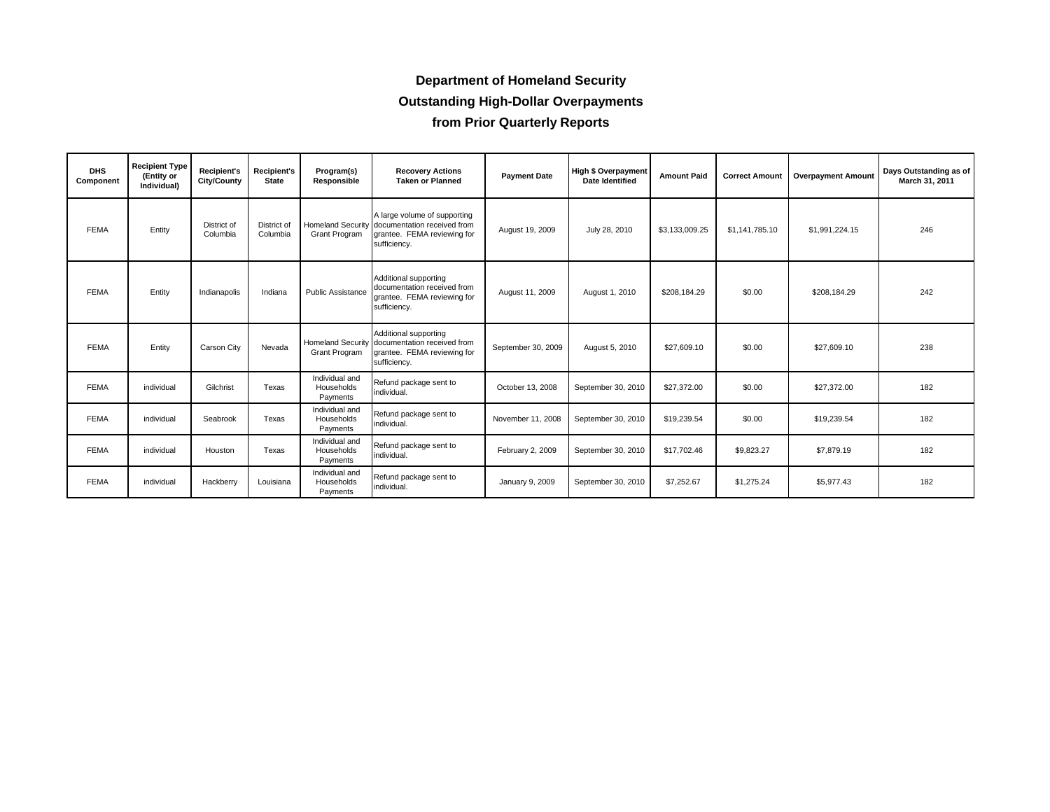**Department of Homeland Security**

**Outstanding High-Dollar Overpayments**

**from Prior Quarterly Reports**

| DHS Component | Recipient Type (Entity or Individual) | Recipient's City/County | Recipient's State | Program(s) Responsible | Recovery Actions Taken or Planned | Payment Date | High $ Overpayment Date Identified | Amount Paid | Correct Amount | Overpayment Amount | Days Outstanding as of March 31, 2011 |
|---|---|---|---|---|---|---|---|---|---|---|---|
| FEMA | Entity | District of Columbia | District of Columbia | Homeland Security Grant Program | A large volume of supporting documentation received from grantee. FEMA reviewing for sufficiency. | August 19, 2009 | July 28, 2010 | $3,133,009.25 | $1,141,785.10 | $1,991,224.15 | 246 |
| FEMA | Entity | Indianapolis | Indiana | Public Assistance | Additional supporting documentation received from grantee. FEMA reviewing for sufficiency. | August 11, 2009 | August 1, 2010 | $208,184.29 | $0.00 | $208,184.29 | 242 |
| FEMA | Entity | Carson City | Nevada | Homeland Security Grant Program | Additional supporting documentation received from grantee. FEMA reviewing for sufficiency. | September 30, 2009 | August 5, 2010 | $27,609.10 | $0.00 | $27,609.10 | 238 |
| FEMA | individual | Gilchrist | Texas | Individual and Households Payments | Refund package sent to individual. | October 13, 2008 | September 30, 2010 | $27,372.00 | $0.00 | $27,372.00 | 182 |
| FEMA | individual | Seabrook | Texas | Individual and Households Payments | Refund package sent to individual. | November 11, 2008 | September 30, 2010 | $19,239.54 | $0.00 | $19,239.54 | 182 |
| FEMA | individual | Houston | Texas | Individual and Households Payments | Refund package sent to individual. | February 2, 2009 | September 30, 2010 | $17,702.46 | $9,823.27 | $7,879.19 | 182 |
| FEMA | individual | Hackberry | Louisiana | Individual and Households Payments | Refund package sent to individual. | January 9, 2009 | September 30, 2010 | $7,252.67 | $1,275.24 | $5,977.43 | 182 |